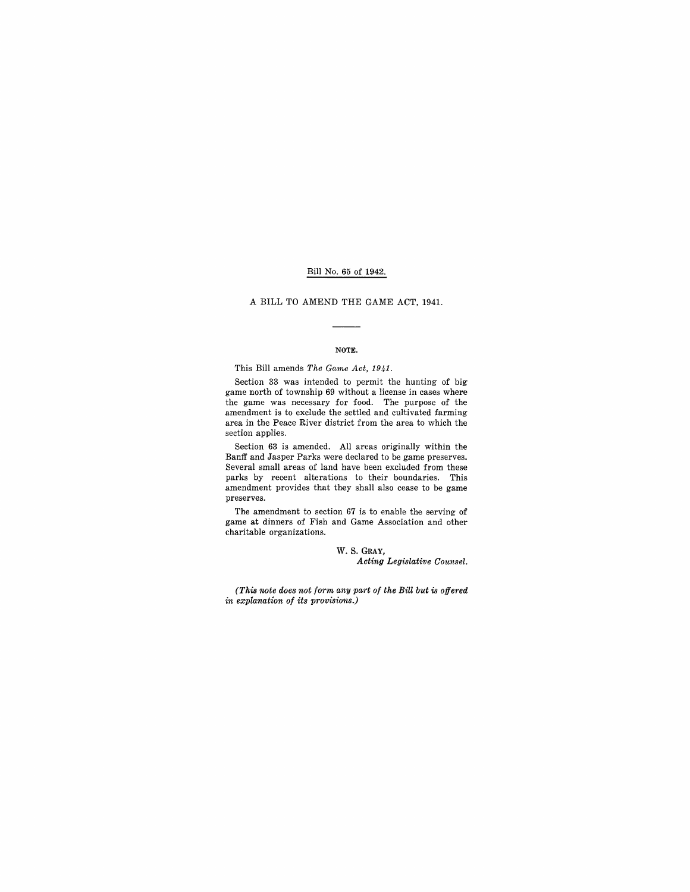Bill No. 65 of 1942.

# A BILL TO AMEND THE GAME ACT, 1941.

---

**NOTE.**

This Bill amends *The Game Act, 1941*.

Section 33 was intended to permit the hunting of big game north of township 69 without a license in cases where the game was necessary for food. The purpose of the amendment is to exclude the settled and cultivated farming area in the Peace River district from the area to which the section applies.

Section 63 is amended. All areas originally within the Banff and Jasper Parks were declared to be game preserves. Several small areas of land have been excluded from these parks by recent alterations to their boundaries. This amendment provides that they shall also cease to be game preserves.

The amendment to section 67 is to enable the serving of game at dinners of Fish and Game Association and other charitable organizations.

W. S. GRAY,
*Acting Legislative Counsel.*

*(This note does not form any part of the Bill but is offered in explanation of its provisions.)*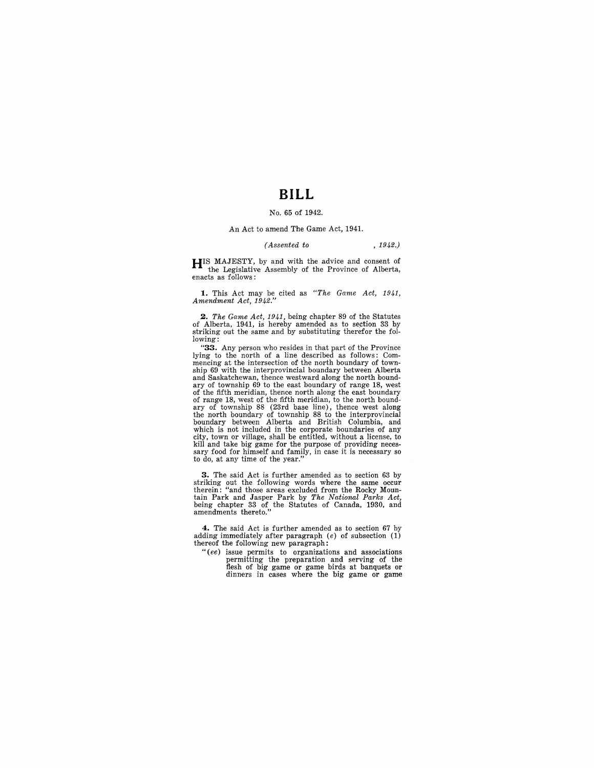# BILL

No. 65 of 1942.

An Act to amend The Game Act, 1941.

*(Assented to , 1942.)*

HIS MAJESTY, by and with the advice and consent of the Legislative Assembly of the Province of Alberta, enacts as follows:

**1.** This Act may be cited as *"The Game Act, 1941, Amendment Act, 1942."*

**2.** *The Game Act, 1941*, being chapter 89 of the Statutes of Alberta, 1941, is hereby amended as to section 33 by striking out the same and by substituting therefor the following:

"**33.** Any person who resides in that part of the Province lying to the north of a line described as follows: Commencing at the intersection of the north boundary of township 69 with the interprovincial boundary between Alberta and Saskatchewan, thence westward along the north boundary of township 69 to the east boundary of range 18, west of the fifth meridian, thence north along the east boundary of range 18, west of the fifth meridian, to the north boundary of township 88 (23rd base line), thence west along the north boundary of township 88 to the interprovincial boundary between Alberta and British Columbia, and which is not included in the corporate boundaries of any city, town or village, shall be entitled, without a license, to kill and take big game for the purpose of providing necessary food for himself and family, in case it is necessary so to do, at any time of the year."

**3.** The said Act is further amended as to section 63 by striking out the following words where the same occur therein: "and those areas excluded from the Rocky Mountain Park and Jasper Park by *The National Parks Act*, being chapter 33 of the Statutes of Canada, 1930, and amendments thereto."

**4.** The said Act is further amended as to section 67 by adding immediately after paragraph (*e*) of subsection (1) thereof the following new paragraph:

"(*ee*) issue permits to organizations and associations permitting the preparation and serving of the flesh of big game or game birds at banquets or dinners in cases where the big game or game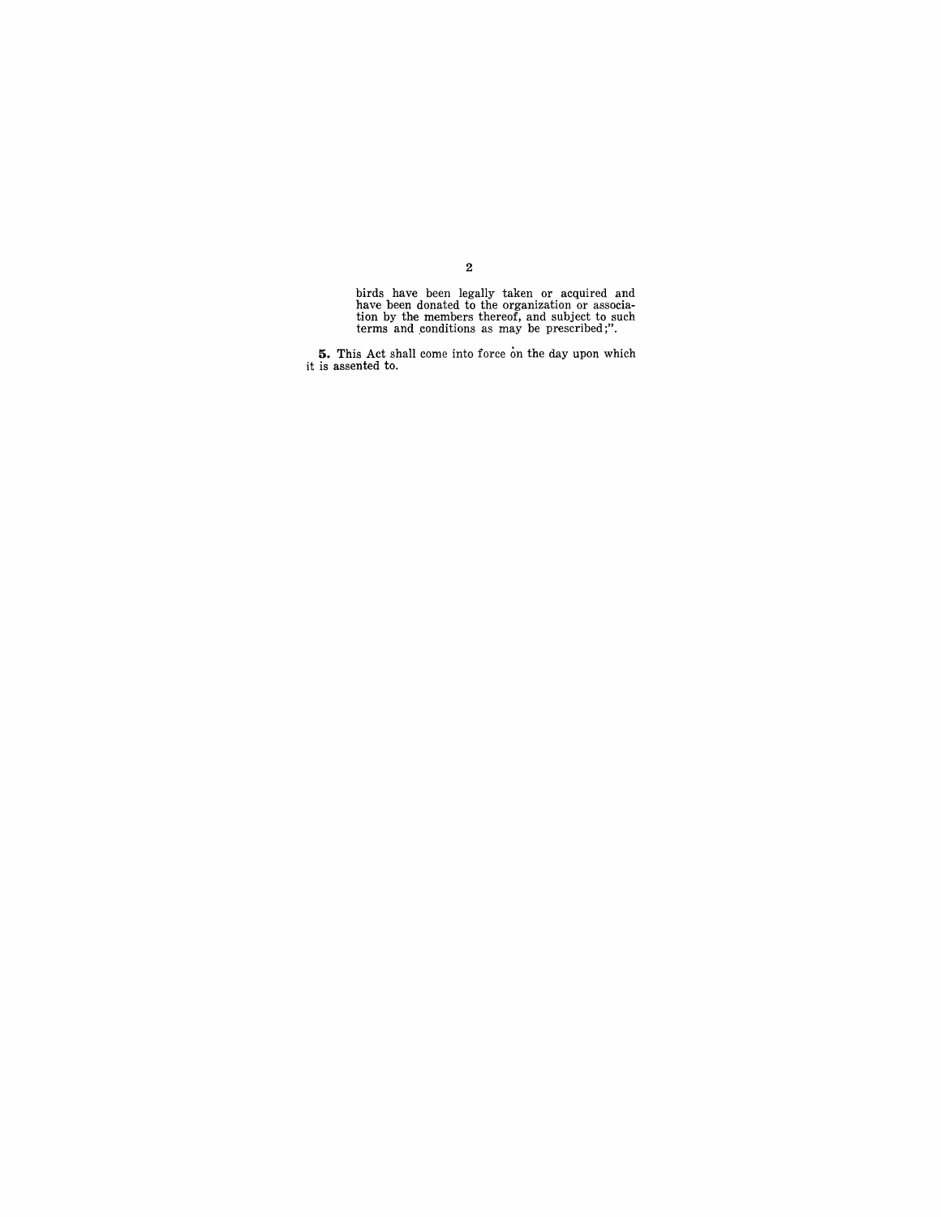birds have been legally taken or acquired and have been donated to the organization or association by the members thereof, and subject to such terms and conditions as may be prescribed;".

**5.** This Act shall come into force on the day upon which it is assented to.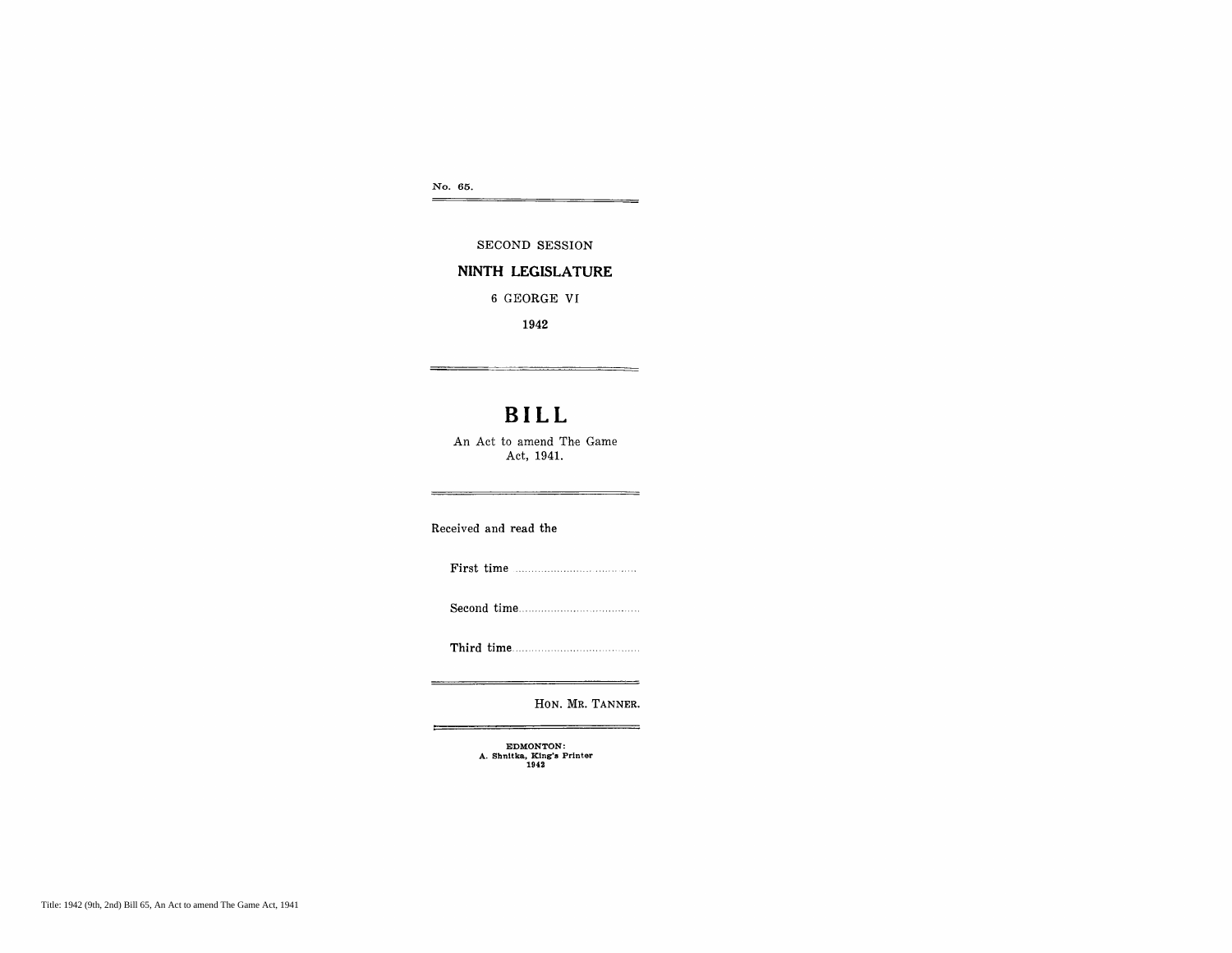No. 65.

SECOND SESSION

**NINTH LEGISLATURE**

6 GEORGE VI

1942

# BILL

An Act to amend The Game Act, 1941.

Received and read the

First time ..............................................

Second time ..............................................

Third time ..............................................

HON. MR. TANNER.

EDMONTON:
A. Shnitka, King's Printer
1942

Title: 1942 (9th, 2nd) Bill 65, An Act to amend The Game Act, 1941